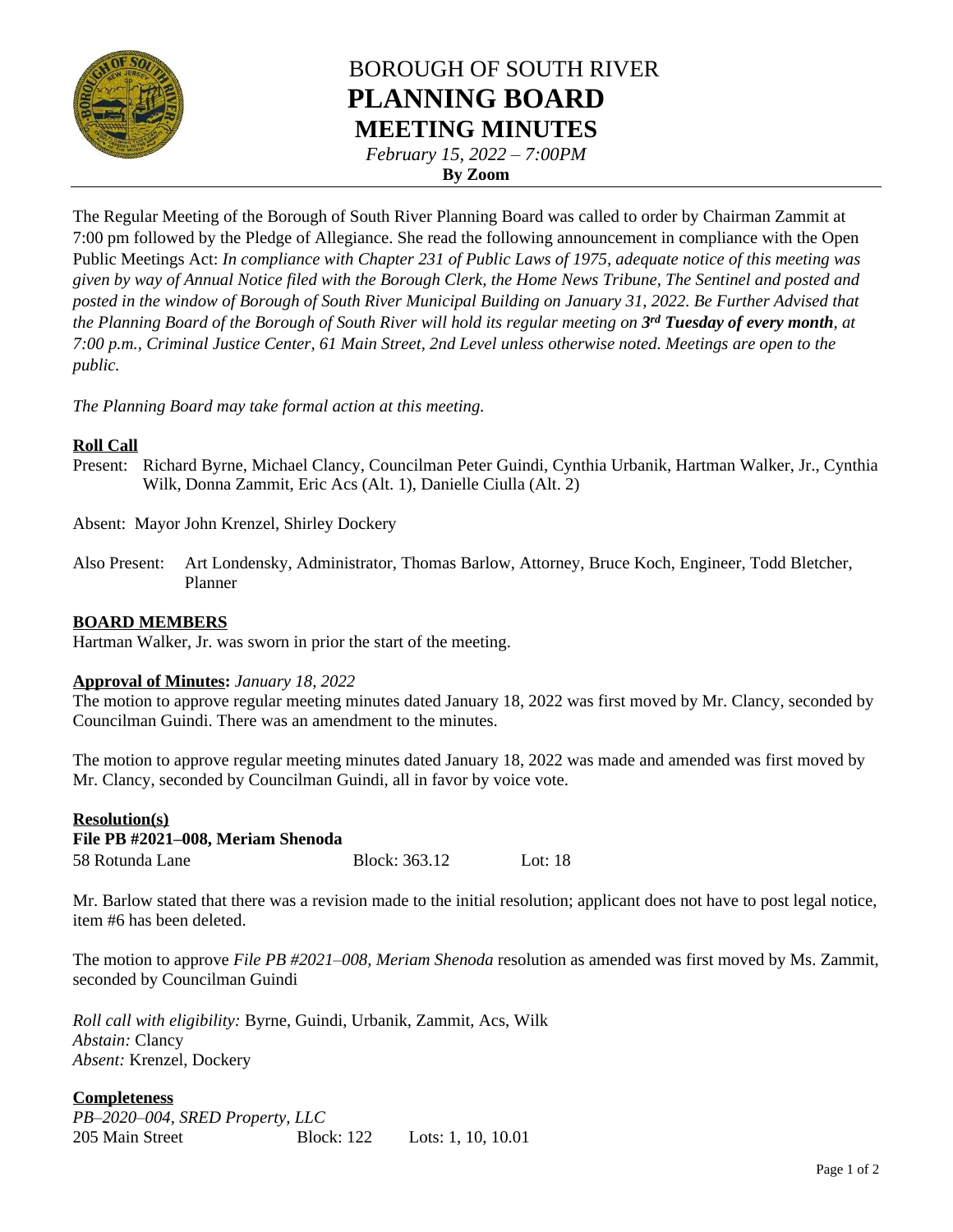# BOROUGH OF SOUTH RIVER
# PLANNING BOARD
## MEETING MINUTES

*February 15, 2022 – 7:00PM*
**By Zoom**

The Regular Meeting of the Borough of South River Planning Board was called to order by Chairman Zammit at 7:00 pm followed by the Pledge of Allegiance. She read the following announcement in compliance with the Open Public Meetings Act: *In compliance with Chapter 231 of Public Laws of 1975, adequate notice of this meeting was given by way of Annual Notice filed with the Borough Clerk, the Home News Tribune, The Sentinel and posted and posted in the window of Borough of South River Municipal Building on January 31, 2022. Be Further Advised that the Planning Board of the Borough of South River will hold its regular meeting on **3rd Tuesday of every month**, at 7:00 p.m., Criminal Justice Center, 61 Main Street, 2nd Level unless otherwise noted. Meetings are open to the public.*

*The Planning Board may take formal action at this meeting.*

**Roll Call**

Present: Richard Byrne, Michael Clancy, Councilman Peter Guindi, Cynthia Urbanik, Hartman Walker, Jr., Cynthia Wilk, Donna Zammit, Eric Acs (Alt. 1), Danielle Ciulla (Alt. 2)

Absent: Mayor John Krenzel, Shirley Dockery

Also Present: Art Londensky, Administrator, Thomas Barlow, Attorney, Bruce Koch, Engineer, Todd Bletcher, Planner

**BOARD MEMBERS**

Hartman Walker, Jr. was sworn in prior the start of the meeting.

**Approval of Minutes:** *January 18, 2022*

The motion to approve regular meeting minutes dated January 18, 2022 was first moved by Mr. Clancy, seconded by Councilman Guindi. There was an amendment to the minutes.

The motion to approve regular meeting minutes dated January 18, 2022 was made and amended was first moved by Mr. Clancy, seconded by Councilman Guindi, all in favor by voice vote.

**Resolution(s)**

**File PB #2021–008, Meriam Shenoda**

58 Rotunda Lane     Block: 363.12     Lot: 18

Mr. Barlow stated that there was a revision made to the initial resolution; applicant does not have to post legal notice, item #6 has been deleted.

The motion to approve *File PB #2021–008, Meriam Shenoda* resolution as amended was first moved by Ms. Zammit, seconded by Councilman Guindi

*Roll call with eligibility:* Byrne, Guindi, Urbanik, Zammit, Acs, Wilk
*Abstain:* Clancy
*Absent:* Krenzel, Dockery

**Completeness**

*PB–2020–004, SRED Property, LLC*

205 Main Street     Block: 122     Lots: 1, 10, 10.01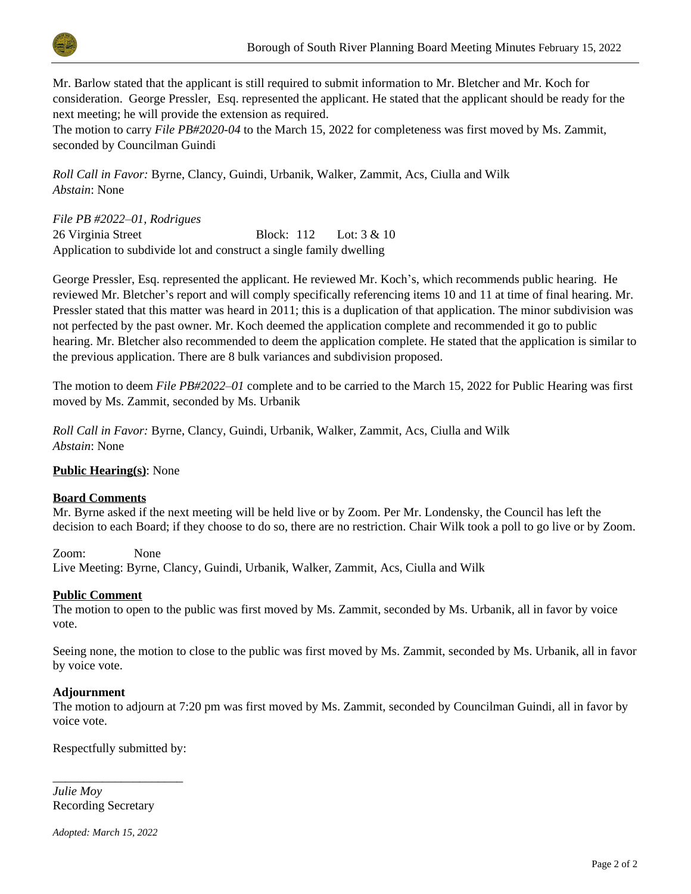Mr. Barlow stated that the applicant is still required to submit information to Mr. Bletcher and Mr. Koch for consideration. George Pressler, Esq. represented the applicant. He stated that the applicant should be ready for the next meeting; he will provide the extension as required.
The motion to carry *File PB#2020-04* to the March 15, 2022 for completeness was first moved by Ms. Zammit, seconded by Councilman Guindi

*Roll Call in Favor:* Byrne, Clancy, Guindi, Urbanik, Walker, Zammit, Acs, Ciulla and Wilk
*Abstain*: None

*File PB #2022–01, Rodrigues*
26 Virginia Street Block: 112 Lot: 3 & 10
Application to subdivide lot and construct a single family dwelling

George Pressler, Esq. represented the applicant. He reviewed Mr. Koch's, which recommends public hearing. He reviewed Mr. Bletcher's report and will comply specifically referencing items 10 and 11 at time of final hearing. Mr. Pressler stated that this matter was heard in 2011; this is a duplication of that application. The minor subdivision was not perfected by the past owner. Mr. Koch deemed the application complete and recommended it go to public hearing. Mr. Bletcher also recommended to deem the application complete. He stated that the application is similar to the previous application. There are 8 bulk variances and subdivision proposed.

The motion to deem *File PB#2022–01* complete and to be carried to the March 15, 2022 for Public Hearing was first moved by Ms. Zammit, seconded by Ms. Urbanik

*Roll Call in Favor:* Byrne, Clancy, Guindi, Urbanik, Walker, Zammit, Acs, Ciulla and Wilk
*Abstain*: None

**Public Hearing(s)**: None

**Board Comments**
Mr. Byrne asked if the next meeting will be held live or by Zoom. Per Mr. Londensky, the Council has left the decision to each Board; if they choose to do so, there are no restriction. Chair Wilk took a poll to go live or by Zoom.

Zoom: None
Live Meeting: Byrne, Clancy, Guindi, Urbanik, Walker, Zammit, Acs, Ciulla and Wilk

**Public Comment**
The motion to open to the public was first moved by Ms. Zammit, seconded by Ms. Urbanik, all in favor by voice vote.

Seeing none, the motion to close to the public was first moved by Ms. Zammit, seconded by Ms. Urbanik, all in favor by voice vote.

**Adjournment**
The motion to adjourn at 7:20 pm was first moved by Ms. Zammit, seconded by Councilman Guindi, all in favor by voice vote.

Respectfully submitted by:

_____________________
*Julie Moy*
Recording Secretary

*Adopted: March 15, 2022*